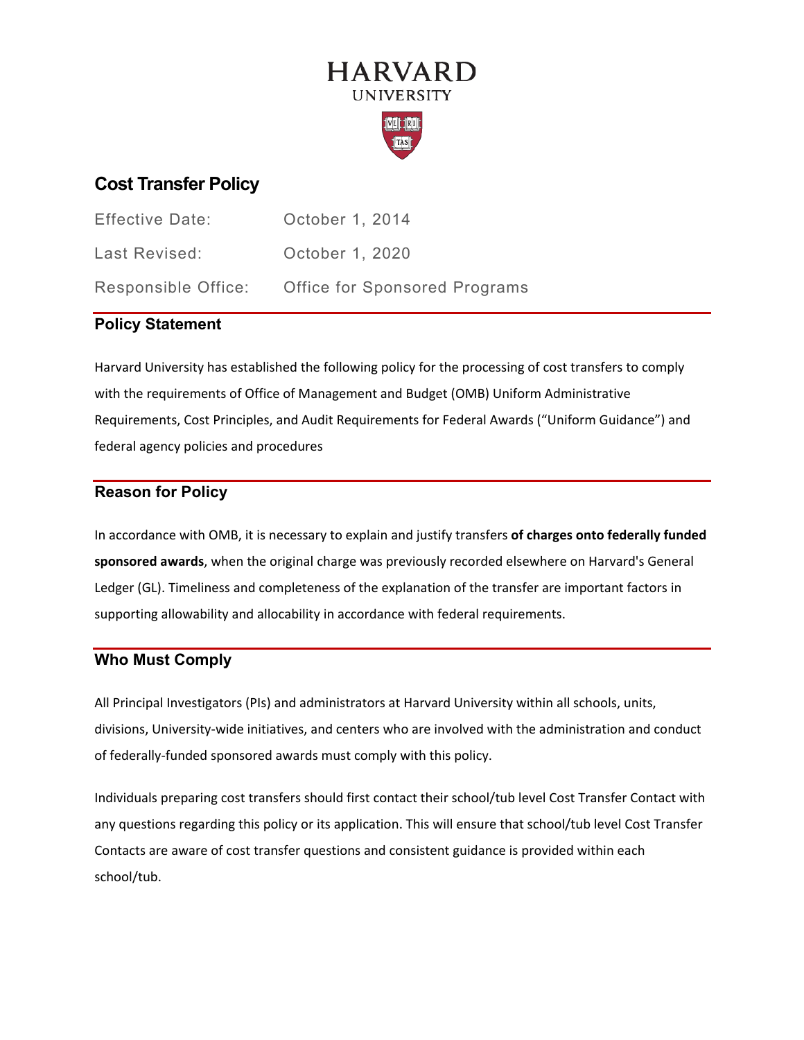# HARVARD
UNIVERSITY

## Cost Transfer Policy

| | |
|---|---|
| Effective Date: | October 1, 2014 |
| Last Revised: | October 1, 2020 |
| Responsible Office: | Office for Sponsored Programs |

### Policy Statement

Harvard University has established the following policy for the processing of cost transfers to comply with the requirements of Office of Management and Budget (OMB) Uniform Administrative Requirements, Cost Principles, and Audit Requirements for Federal Awards ("Uniform Guidance") and federal agency policies and procedures

### Reason for Policy

In accordance with OMB, it is necessary to explain and justify transfers **of charges onto federally funded sponsored awards**, when the original charge was previously recorded elsewhere on Harvard's General Ledger (GL). Timeliness and completeness of the explanation of the transfer are important factors in supporting allowability and allocability in accordance with federal requirements.

### Who Must Comply

All Principal Investigators (PIs) and administrators at Harvard University within all schools, units, divisions, University-wide initiatives, and centers who are involved with the administration and conduct of federally-funded sponsored awards must comply with this policy.

Individuals preparing cost transfers should first contact their school/tub level Cost Transfer Contact with any questions regarding this policy or its application. This will ensure that school/tub level Cost Transfer Contacts are aware of cost transfer questions and consistent guidance is provided within each school/tub.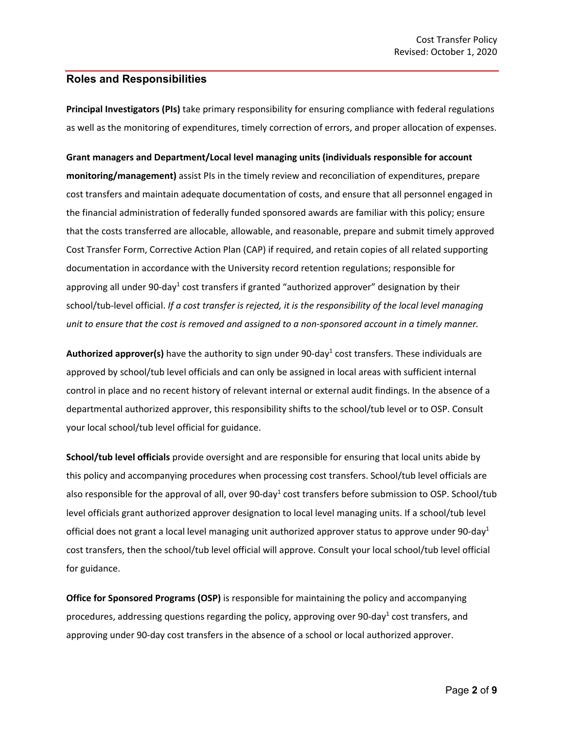## Roles and Responsibilities

**Principal Investigators (PIs)** take primary responsibility for ensuring compliance with federal regulations as well as the monitoring of expenditures, timely correction of errors, and proper allocation of expenses.

**Grant managers and Department/Local level managing units (individuals responsible for account monitoring/management)** assist PIs in the timely review and reconciliation of expenditures, prepare cost transfers and maintain adequate documentation of costs, and ensure that all personnel engaged in the financial administration of federally funded sponsored awards are familiar with this policy; ensure that the costs transferred are allocable, allowable, and reasonable, prepare and submit timely approved Cost Transfer Form, Corrective Action Plan (CAP) if required, and retain copies of all related supporting documentation in accordance with the University record retention regulations; responsible for approving all under 90-day[1] cost transfers if granted "authorized approver" designation by their school/tub-level official. *If a cost transfer is rejected, it is the responsibility of the local level managing unit to ensure that the cost is removed and assigned to a non-sponsored account in a timely manner.*

**Authorized approver(s)** have the authority to sign under 90-day[1] cost transfers. These individuals are approved by school/tub level officials and can only be assigned in local areas with sufficient internal control in place and no recent history of relevant internal or external audit findings. In the absence of a departmental authorized approver, this responsibility shifts to the school/tub level or to OSP. Consult your local school/tub level official for guidance.

**School/tub level officials** provide oversight and are responsible for ensuring that local units abide by this policy and accompanying procedures when processing cost transfers. School/tub level officials are also responsible for the approval of all, over 90-day[1] cost transfers before submission to OSP. School/tub level officials grant authorized approver designation to local level managing units. If a school/tub level official does not grant a local level managing unit authorized approver status to approve under 90-day[1] cost transfers, then the school/tub level official will approve. Consult your local school/tub level official for guidance.

**Office for Sponsored Programs (OSP)** is responsible for maintaining the policy and accompanying procedures, addressing questions regarding the policy, approving over 90-day[1] cost transfers, and approving under 90-day cost transfers in the absence of a school or local authorized approver.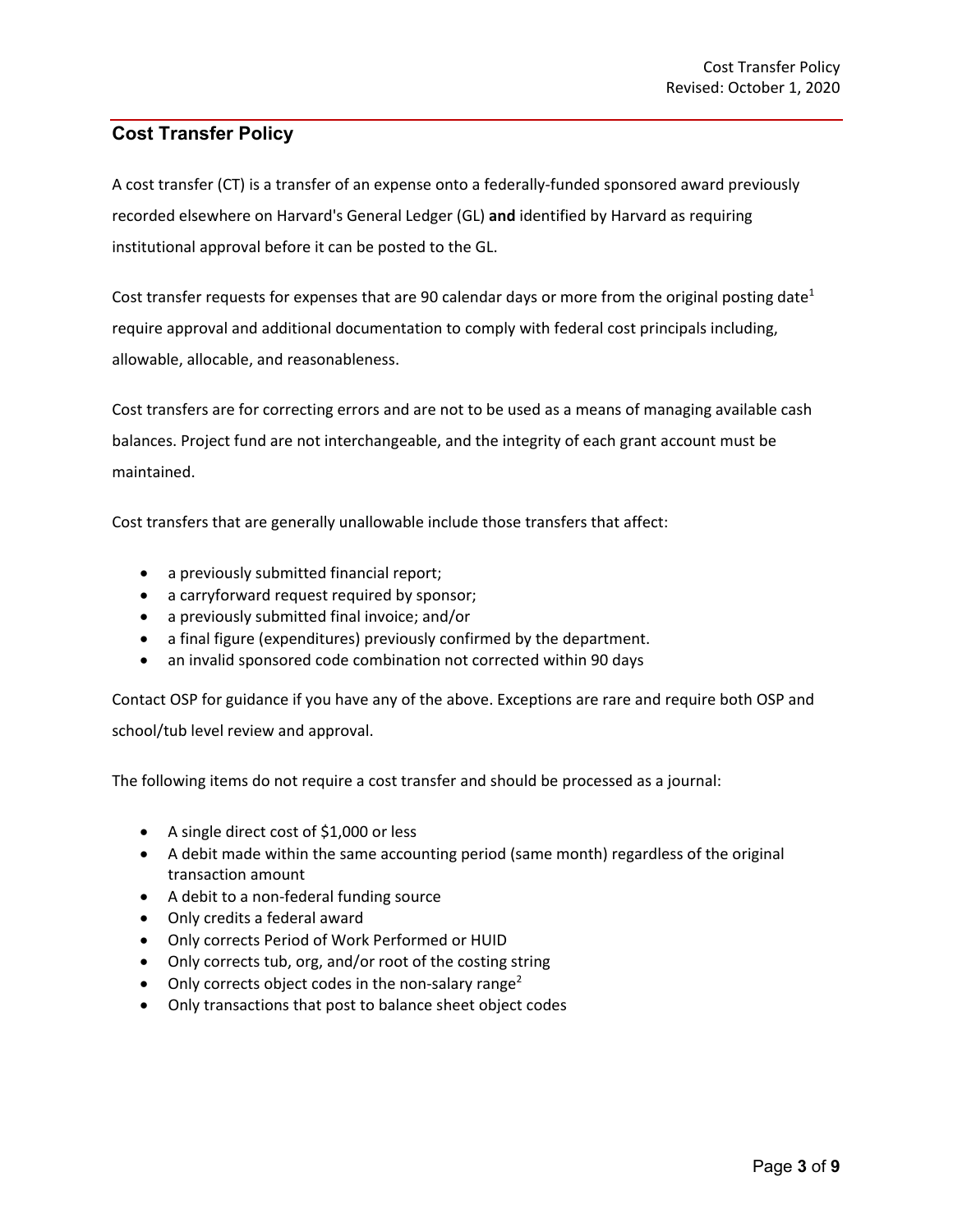## Cost Transfer Policy

A cost transfer (CT) is a transfer of an expense onto a federally-funded sponsored award previously recorded elsewhere on Harvard's General Ledger (GL) **and** identified by Harvard as requiring institutional approval before it can be posted to the GL.

Cost transfer requests for expenses that are 90 calendar days or more from the original posting date[1] require approval and additional documentation to comply with federal cost principals including, allowable, allocable, and reasonableness.

Cost transfers are for correcting errors and are not to be used as a means of managing available cash balances. Project fund are not interchangeable, and the integrity of each grant account must be maintained.

Cost transfers that are generally unallowable include those transfers that affect:

- a previously submitted financial report;
- a carryforward request required by sponsor;
- a previously submitted final invoice; and/or
- a final figure (expenditures) previously confirmed by the department.
- an invalid sponsored code combination not corrected within 90 days

Contact OSP for guidance if you have any of the above. Exceptions are rare and require both OSP and school/tub level review and approval.

The following items do not require a cost transfer and should be processed as a journal:

- A single direct cost of $1,000 or less
- A debit made within the same accounting period (same month) regardless of the original transaction amount
- A debit to a non-federal funding source
- Only credits a federal award
- Only corrects Period of Work Performed or HUID
- Only corrects tub, org, and/or root of the costing string
- Only corrects object codes in the non-salary range[2]
- Only transactions that post to balance sheet object codes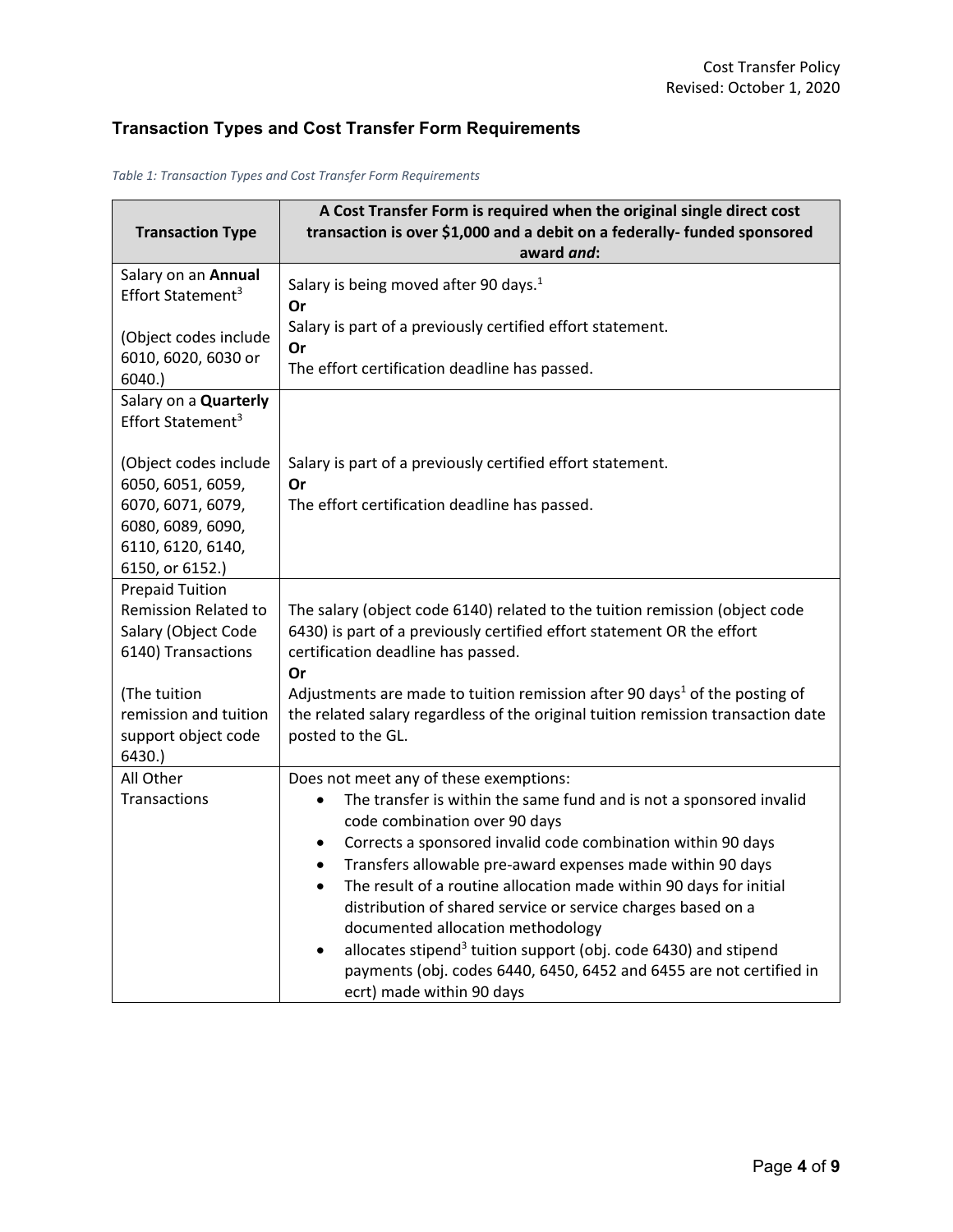## Transaction Types and Cost Transfer Form Requirements

*Table 1: Transaction Types and Cost Transfer Form Requirements*

| Transaction Type | A Cost Transfer Form is required when the original single direct cost transaction is over $1,000 and a debit on a federally- funded sponsored award *and*: |
|---|---|
| Salary on an **Annual** Effort Statement[3]<br><br>(Object codes include 6010, 6020, 6030 or 6040.) | Salary is being moved after 90 days.[1]<br>**Or**<br>Salary is part of a previously certified effort statement.<br>**Or**<br>The effort certification deadline has passed. |
| Salary on a **Quarterly** Effort Statement[3]<br><br>(Object codes include 6050, 6051, 6059, 6070, 6071, 6079, 6080, 6089, 6090, 6110, 6120, 6140, 6150, or 6152.) | Salary is part of a previously certified effort statement.<br>**Or**<br>The effort certification deadline has passed. |
| Prepaid Tuition Remission Related to Salary (Object Code 6140) Transactions<br><br>(The tuition remission and tuition support object code 6430.) | The salary (object code 6140) related to the tuition remission (object code 6430) is part of a previously certified effort statement OR the effort certification deadline has passed.<br>**Or**<br>Adjustments are made to tuition remission after 90 days[1] of the posting of the related salary regardless of the original tuition remission transaction date posted to the GL. |
| All Other Transactions | Does not meet any of these exemptions:<br>• The transfer is within the same fund and is not a sponsored invalid code combination over 90 days<br>• Corrects a sponsored invalid code combination within 90 days<br>• Transfers allowable pre-award expenses made within 90 days<br>• The result of a routine allocation made within 90 days for initial distribution of shared service or service charges based on a documented allocation methodology<br>• allocates stipend[3] tuition support (obj. code 6430) and stipend payments (obj. codes 6440, 6450, 6452 and 6455 are not certified in ecrt) made within 90 days |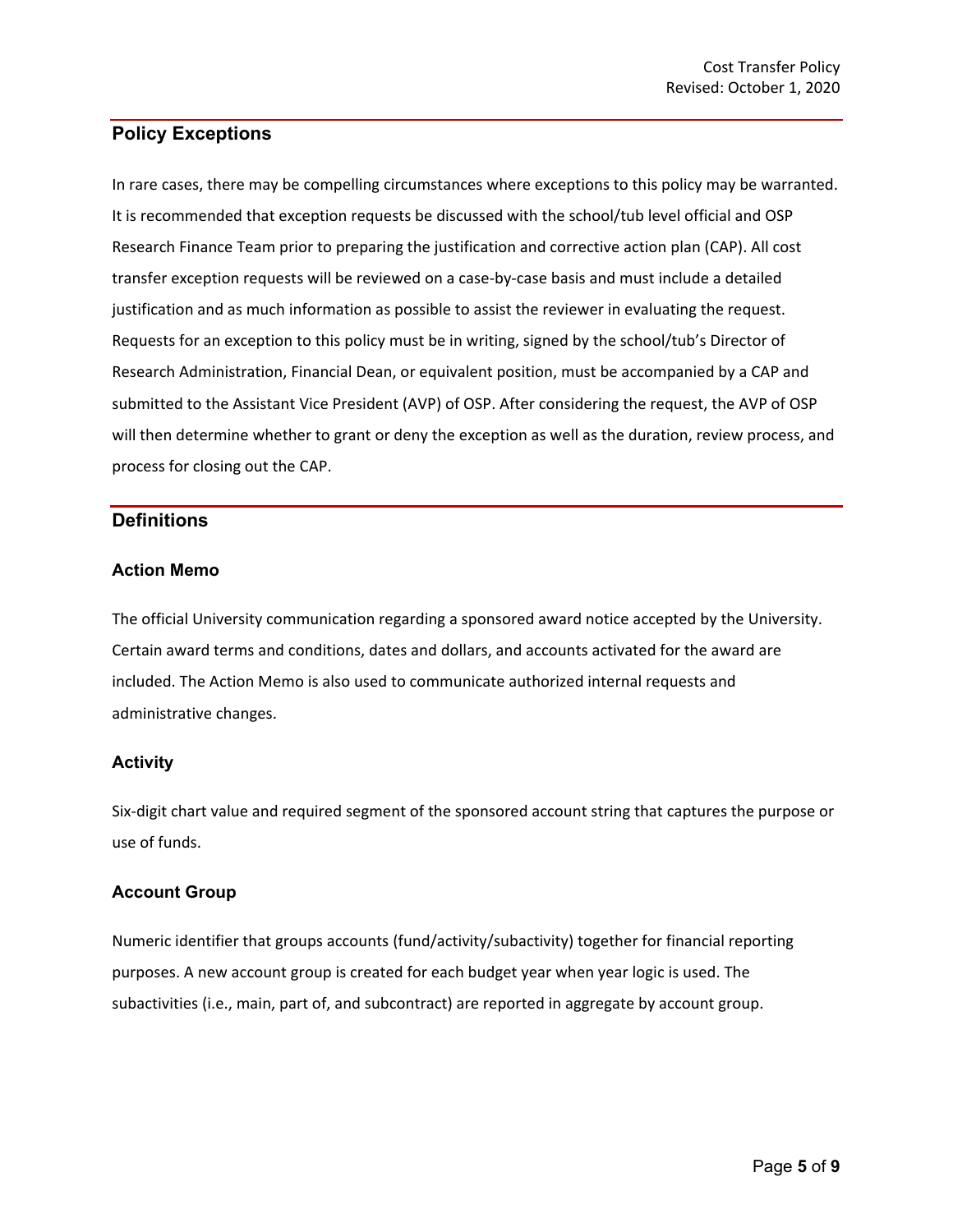## Policy Exceptions

In rare cases, there may be compelling circumstances where exceptions to this policy may be warranted. It is recommended that exception requests be discussed with the school/tub level official and OSP Research Finance Team prior to preparing the justification and corrective action plan (CAP). All cost transfer exception requests will be reviewed on a case-by-case basis and must include a detailed justification and as much information as possible to assist the reviewer in evaluating the request. Requests for an exception to this policy must be in writing, signed by the school/tub's Director of Research Administration, Financial Dean, or equivalent position, must be accompanied by a CAP and submitted to the Assistant Vice President (AVP) of OSP. After considering the request, the AVP of OSP will then determine whether to grant or deny the exception as well as the duration, review process, and process for closing out the CAP.

## Definitions

### Action Memo

The official University communication regarding a sponsored award notice accepted by the University. Certain award terms and conditions, dates and dollars, and accounts activated for the award are included. The Action Memo is also used to communicate authorized internal requests and administrative changes.

### Activity

Six-digit chart value and required segment of the sponsored account string that captures the purpose or use of funds.

### Account Group

Numeric identifier that groups accounts (fund/activity/subactivity) together for financial reporting purposes. A new account group is created for each budget year when year logic is used. The subactivities (i.e., main, part of, and subcontract) are reported in aggregate by account group.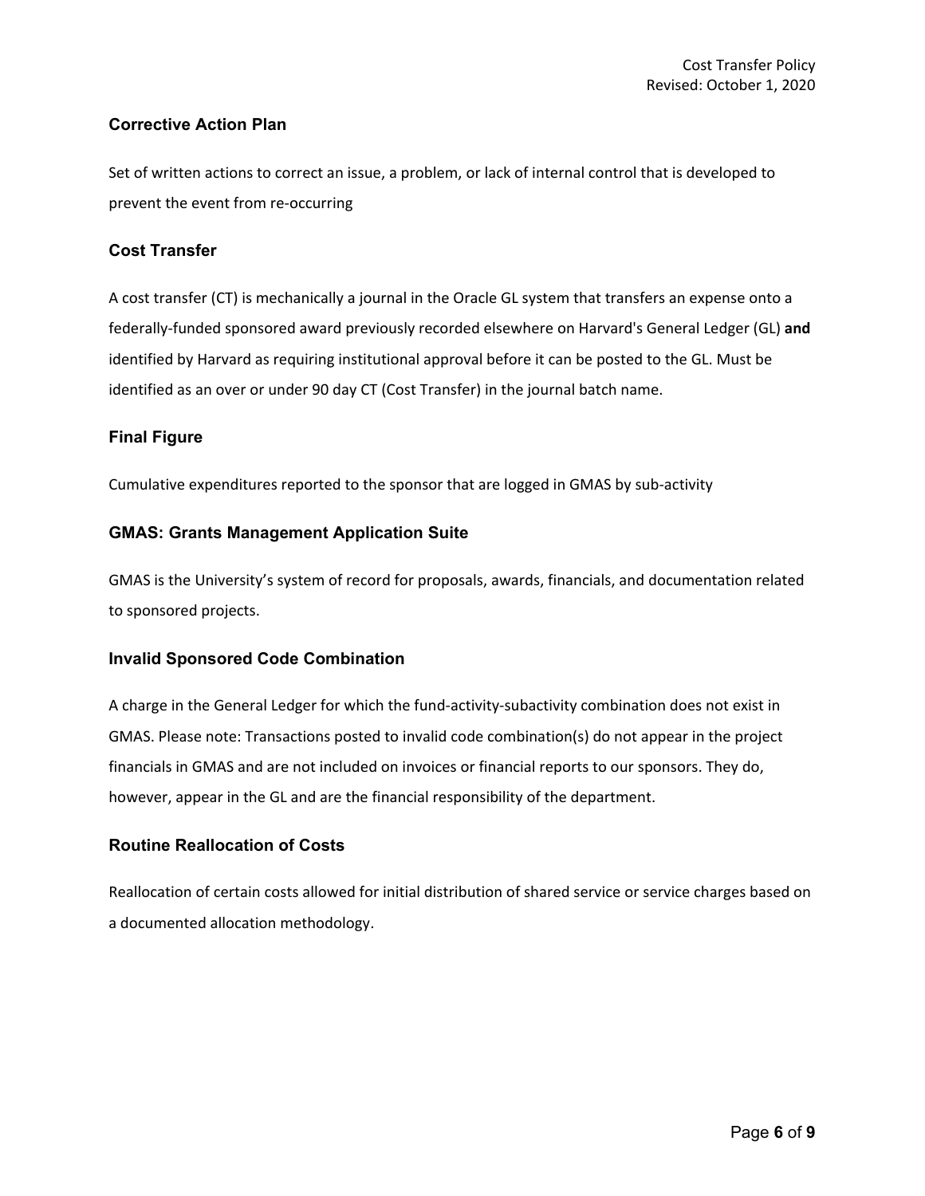### Corrective Action Plan

Set of written actions to correct an issue, a problem, or lack of internal control that is developed to prevent the event from re-occurring

### Cost Transfer

A cost transfer (CT) is mechanically a journal in the Oracle GL system that transfers an expense onto a federally-funded sponsored award previously recorded elsewhere on Harvard's General Ledger (GL) **and** identified by Harvard as requiring institutional approval before it can be posted to the GL. Must be identified as an over or under 90 day CT (Cost Transfer) in the journal batch name.

### Final Figure

Cumulative expenditures reported to the sponsor that are logged in GMAS by sub-activity

### GMAS: Grants Management Application Suite

GMAS is the University's system of record for proposals, awards, financials, and documentation related to sponsored projects.

### Invalid Sponsored Code Combination

A charge in the General Ledger for which the fund-activity-subactivity combination does not exist in GMAS. Please note: Transactions posted to invalid code combination(s) do not appear in the project financials in GMAS and are not included on invoices or financial reports to our sponsors. They do, however, appear in the GL and are the financial responsibility of the department.

### Routine Reallocation of Costs

Reallocation of certain costs allowed for initial distribution of shared service or service charges based on a documented allocation methodology.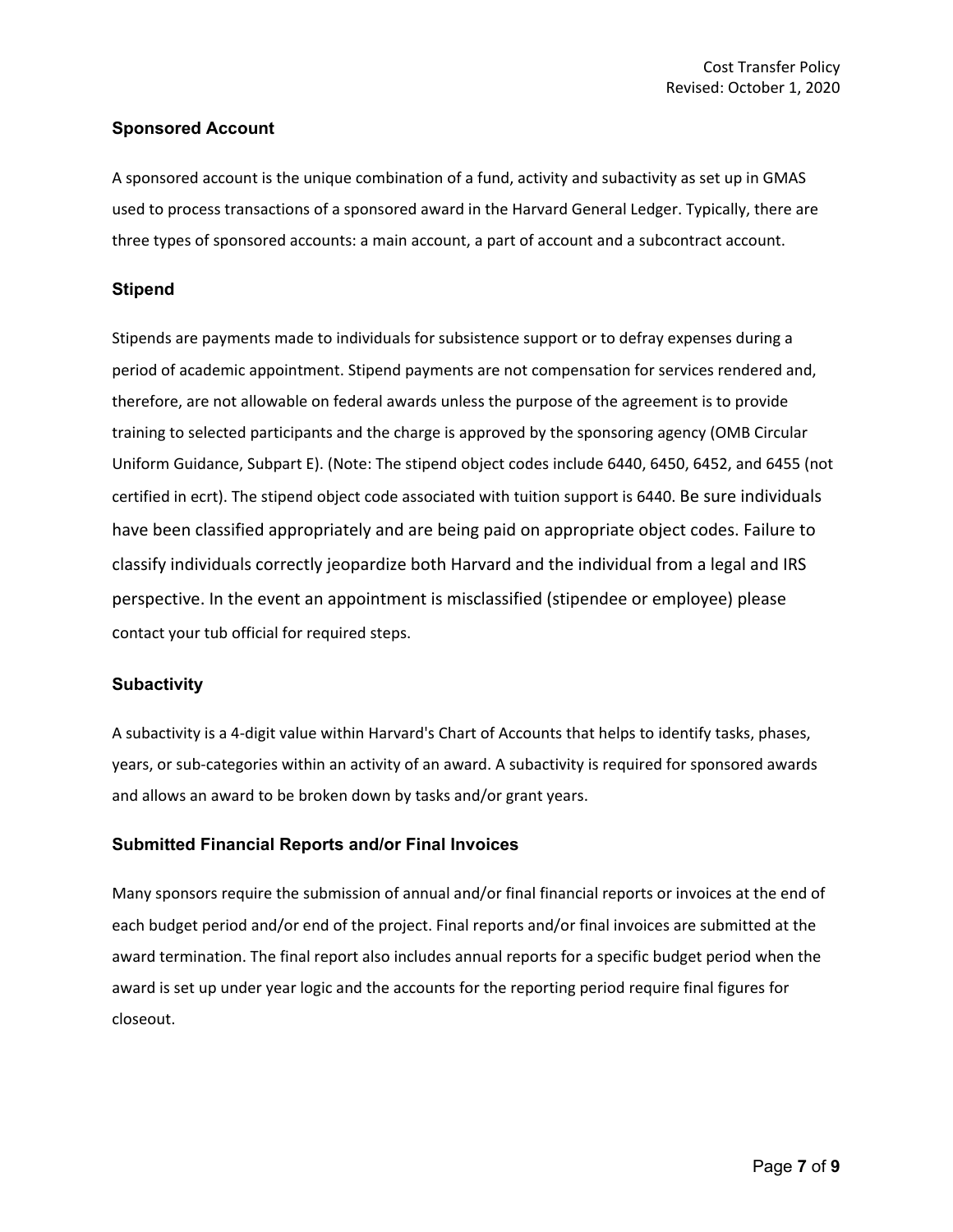## Sponsored Account

A sponsored account is the unique combination of a fund, activity and subactivity as set up in GMAS used to process transactions of a sponsored award in the Harvard General Ledger. Typically, there are three types of sponsored accounts: a main account, a part of account and a subcontract account.

## Stipend

Stipends are payments made to individuals for subsistence support or to defray expenses during a period of academic appointment. Stipend payments are not compensation for services rendered and, therefore, are not allowable on federal awards unless the purpose of the agreement is to provide training to selected participants and the charge is approved by the sponsoring agency (OMB Circular Uniform Guidance, Subpart E). (Note: The stipend object codes include 6440, 6450, 6452, and 6455 (not certified in ecrt). The stipend object code associated with tuition support is 6440. Be sure individuals have been classified appropriately and are being paid on appropriate object codes. Failure to classify individuals correctly jeopardize both Harvard and the individual from a legal and IRS perspective. In the event an appointment is misclassified (stipendee or employee) please contact your tub official for required steps.

## Subactivity

A subactivity is a 4-digit value within Harvard's Chart of Accounts that helps to identify tasks, phases, years, or sub-categories within an activity of an award. A subactivity is required for sponsored awards and allows an award to be broken down by tasks and/or grant years.

## Submitted Financial Reports and/or Final Invoices

Many sponsors require the submission of annual and/or final financial reports or invoices at the end of each budget period and/or end of the project. Final reports and/or final invoices are submitted at the award termination. The final report also includes annual reports for a specific budget period when the award is set up under year logic and the accounts for the reporting period require final figures for closeout.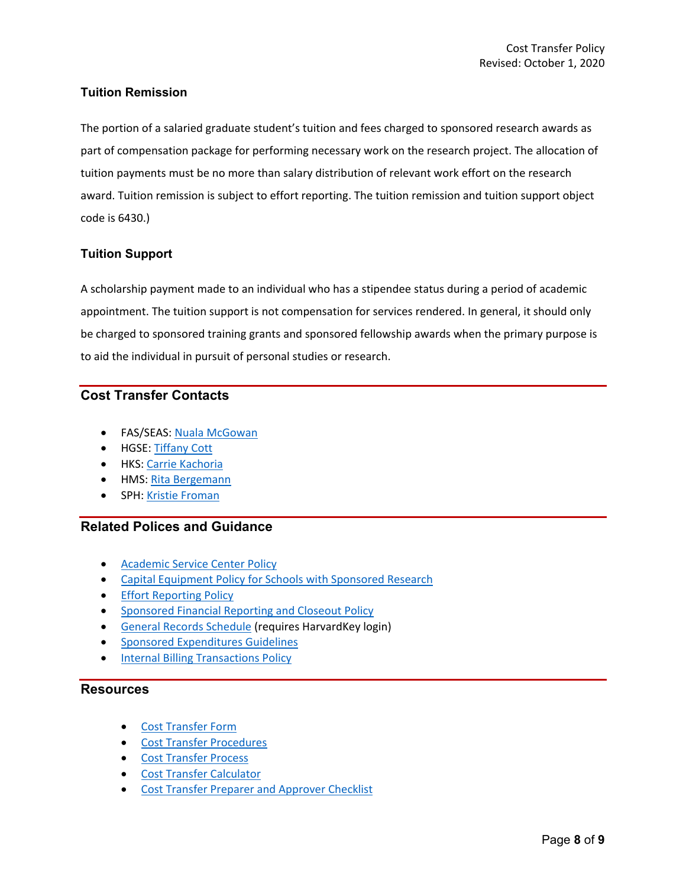### Tuition Remission

The portion of a salaried graduate student's tuition and fees charged to sponsored research awards as part of compensation package for performing necessary work on the research project. The allocation of tuition payments must be no more than salary distribution of relevant work effort on the research award. Tuition remission is subject to effort reporting. The tuition remission and tuition support object code is 6430.)

### Tuition Support

A scholarship payment made to an individual who has a stipendee status during a period of academic appointment. The tuition support is not compensation for services rendered. In general, it should only be charged to sponsored training grants and sponsored fellowship awards when the primary purpose is to aid the individual in pursuit of personal studies or research.

## Cost Transfer Contacts

- FAS/SEAS: Nuala McGowan
- HGSE: Tiffany Cott
- HKS: Carrie Kachoria
- HMS: Rita Bergemann
- SPH: Kristie Froman

## Related Polices and Guidance

- Academic Service Center Policy
- Capital Equipment Policy for Schools with Sponsored Research
- Effort Reporting Policy
- Sponsored Financial Reporting and Closeout Policy
- General Records Schedule (requires HarvardKey login)
- Sponsored Expenditures Guidelines
- Internal Billing Transactions Policy

## Resources

- Cost Transfer Form
- Cost Transfer Procedures
- Cost Transfer Process
- Cost Transfer Calculator
- Cost Transfer Preparer and Approver Checklist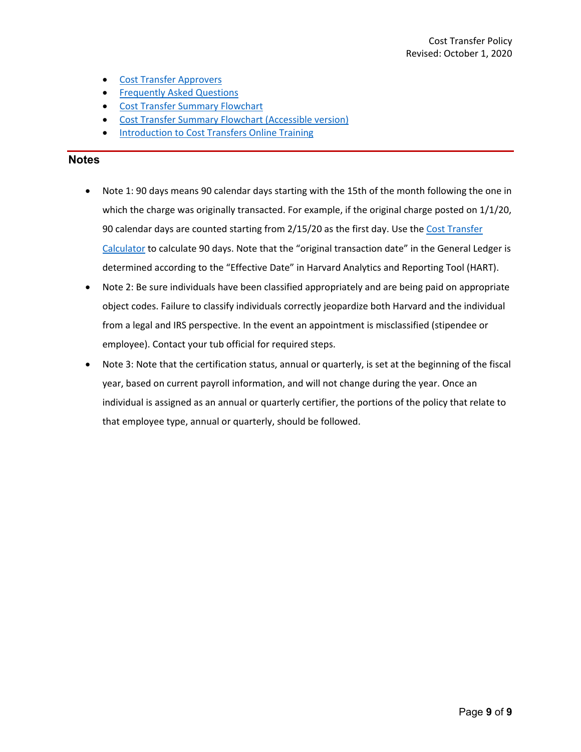- Cost Transfer Approvers
- Frequently Asked Questions
- Cost Transfer Summary Flowchart
- Cost Transfer Summary Flowchart (Accessible version)
- Introduction to Cost Transfers Online Training

## Notes

- Note 1: 90 days means 90 calendar days starting with the 15th of the month following the one in which the charge was originally transacted. For example, if the original charge posted on 1/1/20, 90 calendar days are counted starting from 2/15/20 as the first day. Use the Cost Transfer Calculator to calculate 90 days. Note that the "original transaction date" in the General Ledger is determined according to the "Effective Date" in Harvard Analytics and Reporting Tool (HART).
- Note 2: Be sure individuals have been classified appropriately and are being paid on appropriate object codes. Failure to classify individuals correctly jeopardize both Harvard and the individual from a legal and IRS perspective. In the event an appointment is misclassified (stipendee or employee). Contact your tub official for required steps.
- Note 3: Note that the certification status, annual or quarterly, is set at the beginning of the fiscal year, based on current payroll information, and will not change during the year. Once an individual is assigned as an annual or quarterly certifier, the portions of the policy that relate to that employee type, annual or quarterly, should be followed.